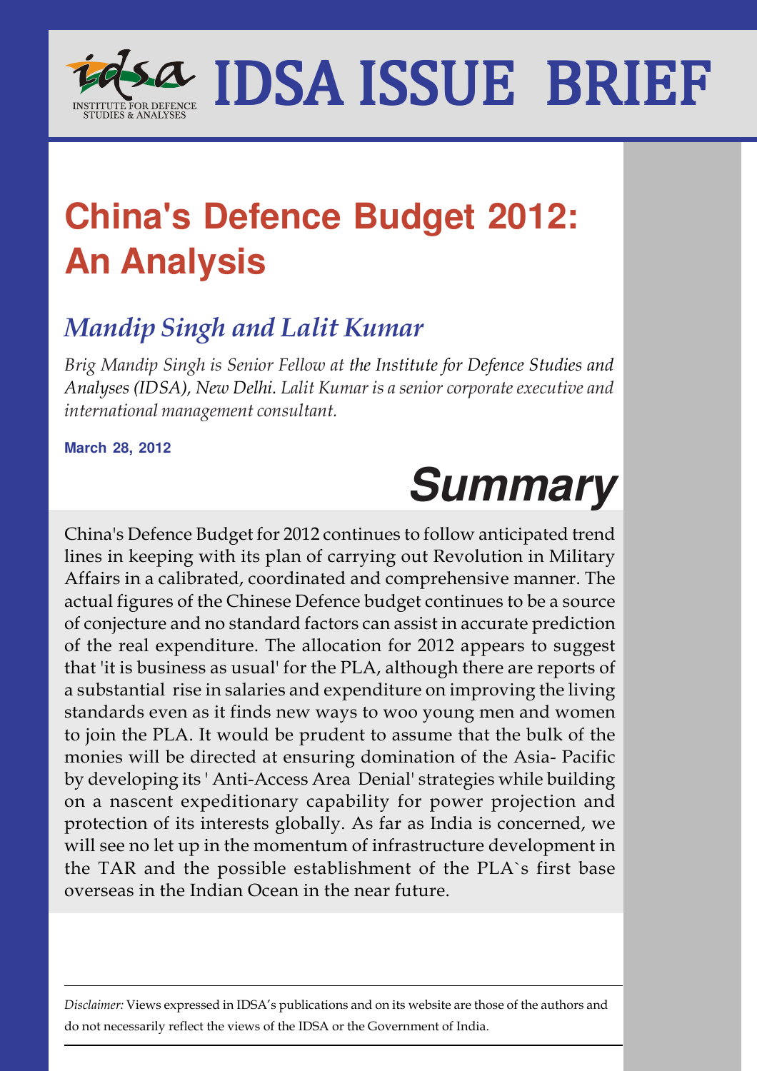# IDSA ISSUE BRIEF

INSTITUTE FOR DEFENCE STUDIES & ANALYSES

## China's Defence Budget 2012: An Analysis

### *Mandip Singh and Lalit Kumar*

*Brig Mandip Singh is Senior Fellow at the Institute for Defence Studies and Analyses (IDSA), New Delhi. Lalit Kumar is a senior corporate executive and international management consultant.*

**March 28, 2012**

## *Summary*

China's Defence Budget for 2012 continues to follow anticipated trend lines in keeping with its plan of carrying out Revolution in Military Affairs in a calibrated, coordinated and comprehensive manner. The actual figures of the Chinese Defence budget continues to be a source of conjecture and no standard factors can assist in accurate prediction of the real expenditure. The allocation for 2012 appears to suggest that 'it is business as usual' for the PLA, although there are reports of a substantial rise in salaries and expenditure on improving the living standards even as it finds new ways to woo young men and women to join the PLA. It would be prudent to assume that the bulk of the monies will be directed at ensuring domination of the Asia- Pacific by developing its ' Anti-Access Area Denial' strategies while building on a nascent expeditionary capability for power projection and protection of its interests globally. As far as India is concerned, we will see no let up in the momentum of infrastructure development in the TAR and the possible establishment of the PLA`s first base overseas in the Indian Ocean in the near future.

*Disclaimer:* Views expressed in IDSA's publications and on its website are those of the authors and do not necessarily reflect the views of the IDSA or the Government of India.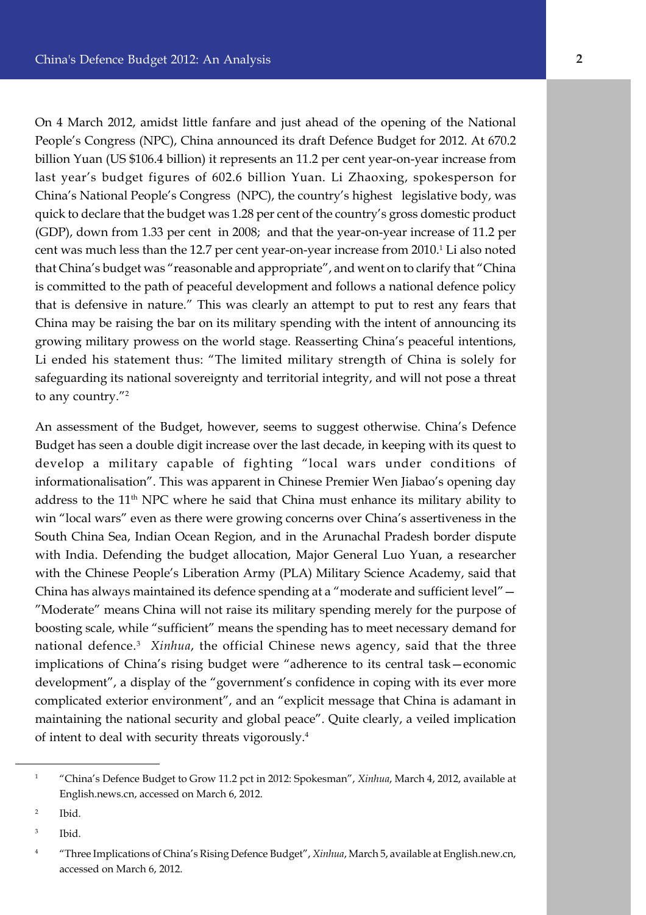On 4 March 2012, amidst little fanfare and just ahead of the opening of the National People's Congress (NPC), China announced its draft Defence Budget for 2012. At 670.2 billion Yuan (US $106.4 billion) it represents an 11.2 per cent year-on-year increase from last year's budget figures of 602.6 billion Yuan. Li Zhaoxing, spokesperson for China's National People's Congress (NPC), the country's highest legislative body, was quick to declare that the budget was 1.28 per cent of the country's gross domestic product (GDP), down from 1.33 per cent in 2008; and that the year-on-year increase of 11.2 per cent was much less than the 12.7 per cent year-on-year increase from 2010.[1] Li also noted that China's budget was "reasonable and appropriate", and went on to clarify that "China is committed to the path of peaceful development and follows a national defence policy that is defensive in nature." This was clearly an attempt to put to rest any fears that China may be raising the bar on its military spending with the intent of announcing its growing military prowess on the world stage. Reasserting China's peaceful intentions, Li ended his statement thus: "The limited military strength of China is solely for safeguarding its national sovereignty and territorial integrity, and will not pose a threat to any country."[2]

An assessment of the Budget, however, seems to suggest otherwise. China's Defence Budget has seen a double digit increase over the last decade, in keeping with its quest to develop a military capable of fighting "local wars under conditions of informationalisation". This was apparent in Chinese Premier Wen Jiabao's opening day address to the 11th NPC where he said that China must enhance its military ability to win "local wars" even as there were growing concerns over China's assertiveness in the South China Sea, Indian Ocean Region, and in the Arunachal Pradesh border dispute with India. Defending the budget allocation, Major General Luo Yuan, a researcher with the Chinese People's Liberation Army (PLA) Military Science Academy, said that China has always maintained its defence spending at a "moderate and sufficient level"—"Moderate" means China will not raise its military spending merely for the purpose of boosting scale, while "sufficient" means the spending has to meet necessary demand for national defence.[3] *Xinhua*, the official Chinese news agency, said that the three implications of China's rising budget were "adherence to its central task—economic development", a display of the "government's confidence in coping with its ever more complicated exterior environment", and an "explicit message that China is adamant in maintaining the national security and global peace". Quite clearly, a veiled implication of intent to deal with security threats vigorously.[4]

---

[1] "China's Defence Budget to Grow 11.2 pct in 2012: Spokesman", *Xinhua*, March 4, 2012, available at English.news.cn, accessed on March 6, 2012.

[2] Ibid.

[3] Ibid.

[4] "Three Implications of China's Rising Defence Budget", *Xinhua*, March 5, available at English.new.cn, accessed on March 6, 2012.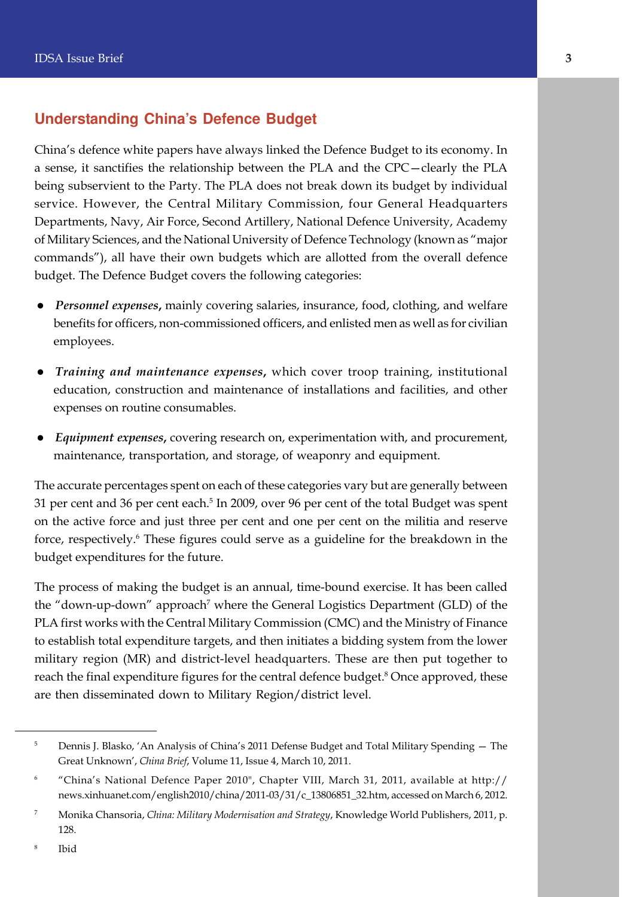## Understanding China's Defence Budget

China's defence white papers have always linked the Defence Budget to its economy. In a sense, it sanctifies the relationship between the PLA and the CPC—clearly the PLA being subservient to the Party. The PLA does not break down its budget by individual service. However, the Central Military Commission, four General Headquarters Departments, Navy, Air Force, Second Artillery, National Defence University, Academy of Military Sciences, and the National University of Defence Technology (known as "major commands"), all have their own budgets which are allotted from the overall defence budget. The Defence Budget covers the following categories:

- ***Personnel expenses*,** mainly covering salaries, insurance, food, clothing, and welfare benefits for officers, non-commissioned officers, and enlisted men as well as for civilian employees.
- ***Training and maintenance expenses*,** which cover troop training, institutional education, construction and maintenance of installations and facilities, and other expenses on routine consumables.
- ***Equipment expenses*,** covering research on, experimentation with, and procurement, maintenance, transportation, and storage, of weaponry and equipment.

The accurate percentages spent on each of these categories vary but are generally between 31 per cent and 36 per cent each.[5] In 2009, over 96 per cent of the total Budget was spent on the active force and just three per cent and one per cent on the militia and reserve force, respectively.[6] These figures could serve as a guideline for the breakdown in the budget expenditures for the future.

The process of making the budget is an annual, time-bound exercise. It has been called the "down-up-down" approach[7] where the General Logistics Department (GLD) of the PLA first works with the Central Military Commission (CMC) and the Ministry of Finance to establish total expenditure targets, and then initiates a bidding system from the lower military region (MR) and district-level headquarters. These are then put together to reach the final expenditure figures for the central defence budget.[8] Once approved, these are then disseminated down to Military Region/district level.

---

[5] Dennis J. Blasko, 'An Analysis of China's 2011 Defense Budget and Total Military Spending — The Great Unknown', *China Brief*, Volume 11, Issue 4, March 10, 2011.

[6] "China's National Defence Paper 2010", Chapter VIII, March 31, 2011, available at http://news.xinhuanet.com/english2010/china/2011-03/31/c_13806851_32.htm, accessed on March 6, 2012.

[7] Monika Chansoria, *China: Military Modernisation and Strategy*, Knowledge World Publishers, 2011, p. 128.

[8] Ibid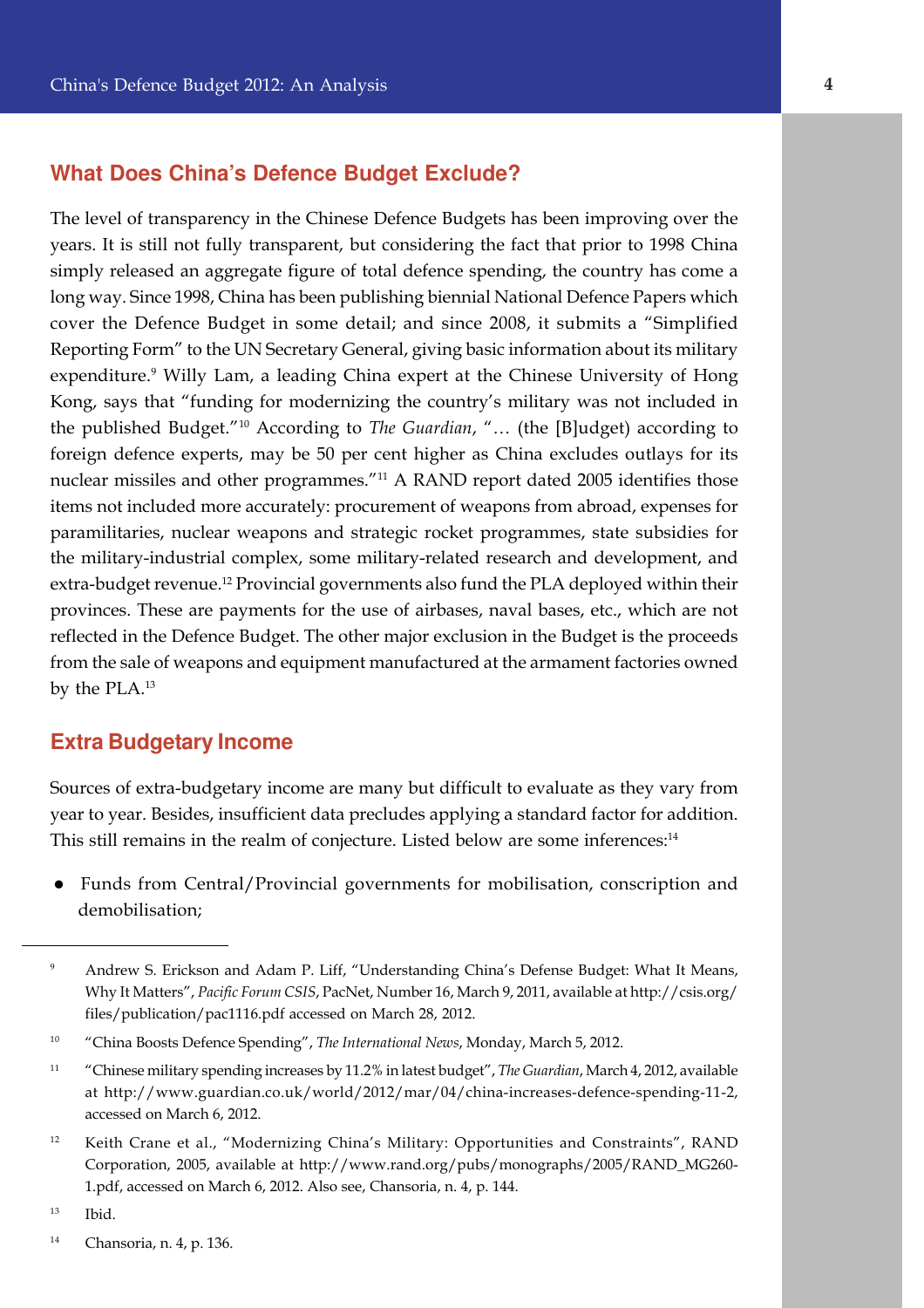## What Does China's Defence Budget Exclude?

The level of transparency in the Chinese Defence Budgets has been improving over the years. It is still not fully transparent, but considering the fact that prior to 1998 China simply released an aggregate figure of total defence spending, the country has come a long way. Since 1998, China has been publishing biennial National Defence Papers which cover the Defence Budget in some detail; and since 2008, it submits a "Simplified Reporting Form" to the UN Secretary General, giving basic information about its military expenditure.[9] Willy Lam, a leading China expert at the Chinese University of Hong Kong, says that "funding for modernizing the country's military was not included in the published Budget."[10] According to *The Guardian*, "… (the [B]udget) according to foreign defence experts, may be 50 per cent higher as China excludes outlays for its nuclear missiles and other programmes."[11] A RAND report dated 2005 identifies those items not included more accurately: procurement of weapons from abroad, expenses for paramilitaries, nuclear weapons and strategic rocket programmes, state subsidies for the military-industrial complex, some military-related research and development, and extra-budget revenue.[12] Provincial governments also fund the PLA deployed within their provinces. These are payments for the use of airbases, naval bases, etc., which are not reflected in the Defence Budget. The other major exclusion in the Budget is the proceeds from the sale of weapons and equipment manufactured at the armament factories owned by the PLA.[13]

## Extra Budgetary Income

Sources of extra-budgetary income are many but difficult to evaluate as they vary from year to year. Besides, insufficient data precludes applying a standard factor for addition. This still remains in the realm of conjecture. Listed below are some inferences:[14]

- Funds from Central/Provincial governments for mobilisation, conscription and demobilisation;

---

[9] Andrew S. Erickson and Adam P. Liff, "Understanding China's Defense Budget: What It Means, Why It Matters", *Pacific Forum CSIS*, PacNet, Number 16, March 9, 2011, available at http://csis.org/files/publication/pac1116.pdf accessed on March 28, 2012.

[10] "China Boosts Defence Spending", *The International News*, Monday, March 5, 2012.

[11] "Chinese military spending increases by 11.2% in latest budget", *The Guardian*, March 4, 2012, available at http://www.guardian.co.uk/world/2012/mar/04/china-increases-defence-spending-11-2, accessed on March 6, 2012.

[12] Keith Crane et al., "Modernizing China's Military: Opportunities and Constraints", RAND Corporation, 2005, available at http://www.rand.org/pubs/monographs/2005/RAND_MG260-1.pdf, accessed on March 6, 2012. Also see, Chansoria, n. 4, p. 144.

[13] Ibid.

[14] Chansoria, n. 4, p. 136.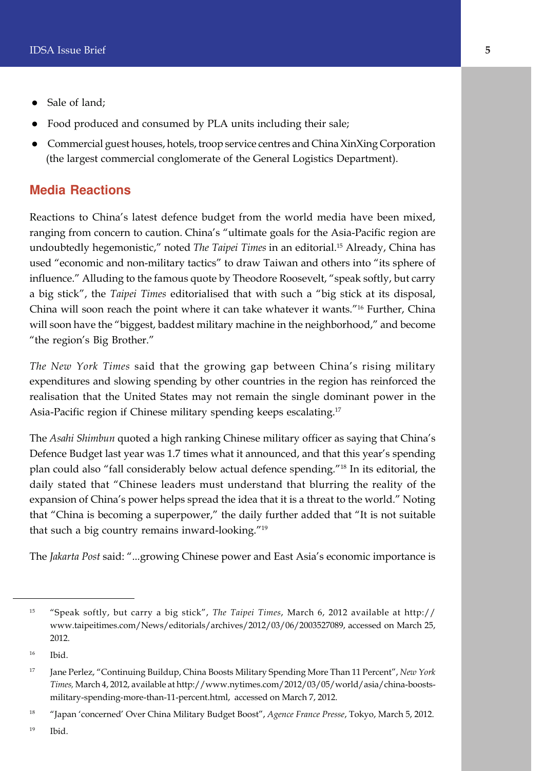- Sale of land;
- Food produced and consumed by PLA units including their sale;
- Commercial guest houses, hotels, troop service centres and China XinXing Corporation (the largest commercial conglomerate of the General Logistics Department).

## Media Reactions

Reactions to China's latest defence budget from the world media have been mixed, ranging from concern to caution. China's "ultimate goals for the Asia-Pacific region are undoubtedly hegemonistic," noted *The Taipei Times* in an editorial.[15] Already, China has used "economic and non-military tactics" to draw Taiwan and others into "its sphere of influence." Alluding to the famous quote by Theodore Roosevelt, "speak softly, but carry a big stick", the *Taipei Times* editorialised that with such a "big stick at its disposal, China will soon reach the point where it can take whatever it wants."[16] Further, China will soon have the "biggest, baddest military machine in the neighborhood," and become "the region's Big Brother."

*The New York Times* said that the growing gap between China's rising military expenditures and slowing spending by other countries in the region has reinforced the realisation that the United States may not remain the single dominant power in the Asia-Pacific region if Chinese military spending keeps escalating.[17]

The *Asahi Shimbun* quoted a high ranking Chinese military officer as saying that China's Defence Budget last year was 1.7 times what it announced, and that this year's spending plan could also "fall considerably below actual defence spending."[18] In its editorial, the daily stated that "Chinese leaders must understand that blurring the reality of the expansion of China's power helps spread the idea that it is a threat to the world." Noting that "China is becoming a superpower," the daily further added that "It is not suitable that such a big country remains inward-looking."[19]

The *Jakarta Post* said: "...growing Chinese power and East Asia's economic importance is

---

[15] "Speak softly, but carry a big stick", *The Taipei Times*, March 6, 2012 available at http://www.taipeitimes.com/News/editorials/archives/2012/03/06/2003527089, accessed on March 25, 2012.

[16] Ibid.

[17] Jane Perlez, "Continuing Buildup, China Boosts Military Spending More Than 11 Percent", *New York Times,* March 4, 2012, available at http://www.nytimes.com/2012/03/05/world/asia/china-boosts-military-spending-more-than-11-percent.html, accessed on March 7, 2012.

[18] "Japan 'concerned' Over China Military Budget Boost", *Agence France Presse*, Tokyo, March 5, 2012.

[19] Ibid.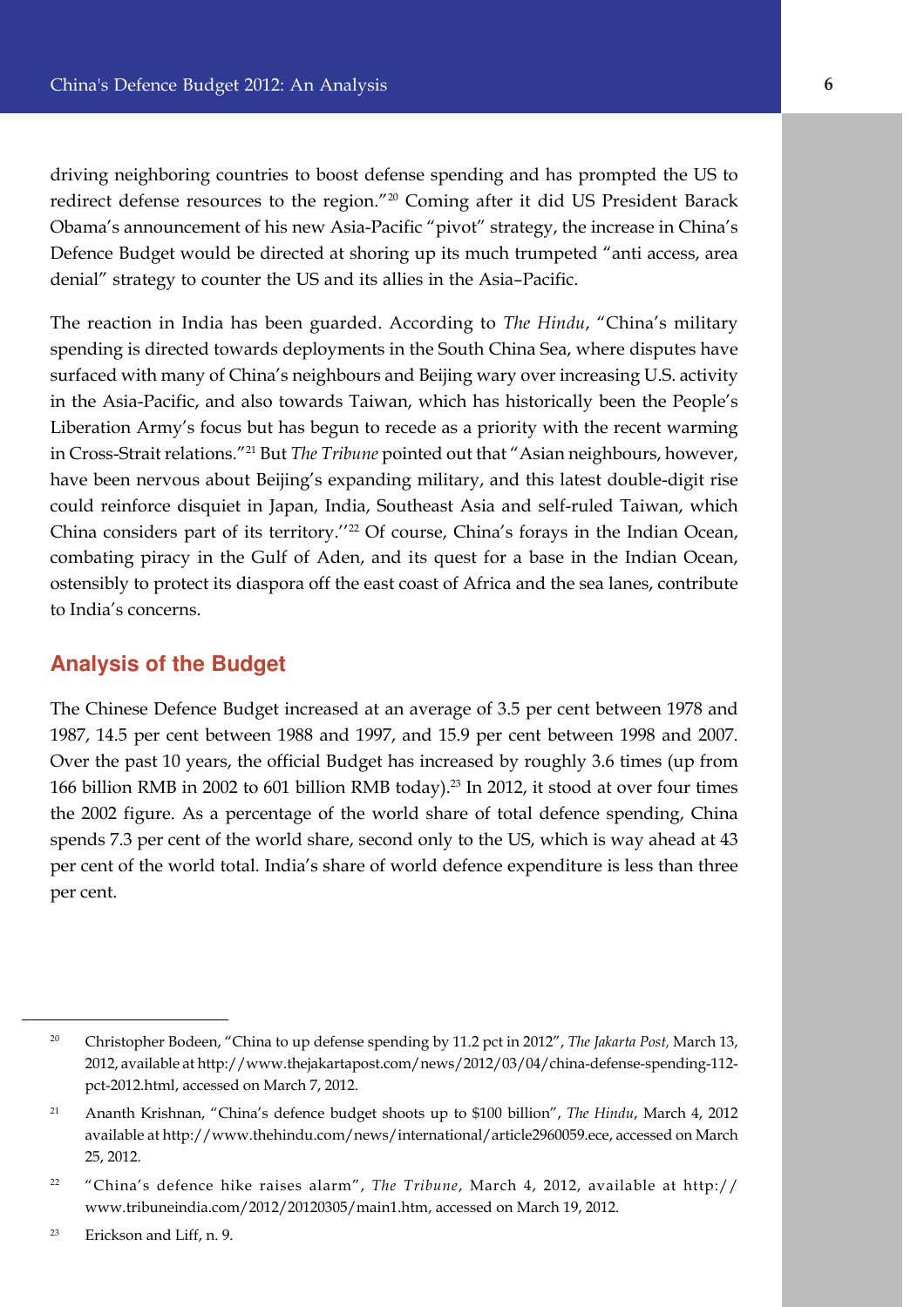driving neighboring countries to boost defense spending and has prompted the US to redirect defense resources to the region."[20] Coming after it did US President Barack Obama's announcement of his new Asia-Pacific "pivot" strategy, the increase in China's Defence Budget would be directed at shoring up its much trumpeted "anti access, area denial" strategy to counter the US and its allies in the Asia–Pacific.

The reaction in India has been guarded. According to *The Hindu*, "China's military spending is directed towards deployments in the South China Sea, where disputes have surfaced with many of China's neighbours and Beijing wary over increasing U.S. activity in the Asia-Pacific, and also towards Taiwan, which has historically been the People's Liberation Army's focus but has begun to recede as a priority with the recent warming in Cross-Strait relations."[21] But *The Tribune* pointed out that "Asian neighbours, however, have been nervous about Beijing's expanding military, and this latest double-digit rise could reinforce disquiet in Japan, India, Southeast Asia and self-ruled Taiwan, which China considers part of its territory.''[22] Of course, China's forays in the Indian Ocean, combating piracy in the Gulf of Aden, and its quest for a base in the Indian Ocean, ostensibly to protect its diaspora off the east coast of Africa and the sea lanes, contribute to India's concerns.

## Analysis of the Budget

The Chinese Defence Budget increased at an average of 3.5 per cent between 1978 and 1987, 14.5 per cent between 1988 and 1997, and 15.9 per cent between 1998 and 2007. Over the past 10 years, the official Budget has increased by roughly 3.6 times (up from 166 billion RMB in 2002 to 601 billion RMB today).[23] In 2012, it stood at over four times the 2002 figure. As a percentage of the world share of total defence spending, China spends 7.3 per cent of the world share, second only to the US, which is way ahead at 43 per cent of the world total. India's share of world defence expenditure is less than three per cent.

---

[20] Christopher Bodeen, "China to up defense spending by 11.2 pct in 2012", *The Jakarta Post,* March 13, 2012, available at http://www.thejakartapost.com/news/2012/03/04/china-defense-spending-112-pct-2012.html, accessed on March 7, 2012.

[21] Ananth Krishnan, "China's defence budget shoots up to $100 billion", *The Hindu*, March 4, 2012 available at http://www.thehindu.com/news/international/article2960059.ece, accessed on March 25, 2012.

[22] "China's defence hike raises alarm", *The Tribune*, March 4, 2012, available at http://www.tribuneindia.com/2012/20120305/main1.htm, accessed on March 19, 2012.

[23] Erickson and Liff, n. 9.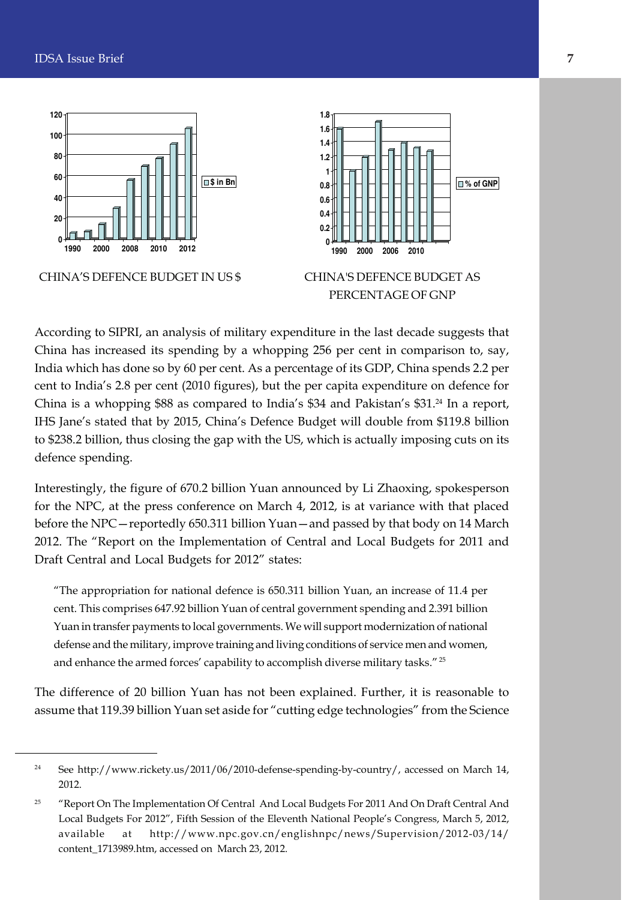CHINA'S DEFENCE BUDGET IN US $

CHINA'S DEFENCE BUDGET AS PERCENTAGE OF GNP

According to SIPRI, an analysis of military expenditure in the last decade suggests that China has increased its spending by a whopping 256 per cent in comparison to, say, India which has done so by 60 per cent. As a percentage of its GDP, China spends 2.2 per cent to India's 2.8 per cent (2010 figures), but the per capita expenditure on defence for China is a whopping \$88 as compared to India's \$34 and Pakistan's \$31.[24] In a report, IHS Jane's stated that by 2015, China's Defence Budget will double from \$119.8 billion to \$238.2 billion, thus closing the gap with the US, which is actually imposing cuts on its defence spending.

Interestingly, the figure of 670.2 billion Yuan announced by Li Zhaoxing, spokesperson for the NPC, at the press conference on March 4, 2012, is at variance with that placed before the NPC—reportedly 650.311 billion Yuan—and passed by that body on 14 March 2012. The "Report on the Implementation of Central and Local Budgets for 2011 and Draft Central and Local Budgets for 2012" states:

> "The appropriation for national defence is 650.311 billion Yuan, an increase of 11.4 per cent. This comprises 647.92 billion Yuan of central government spending and 2.391 billion Yuan in transfer payments to local governments. We will support modernization of national defense and the military, improve training and living conditions of service men and women, and enhance the armed forces' capability to accomplish diverse military tasks."[25]

The difference of 20 billion Yuan has not been explained. Further, it is reasonable to assume that 119.39 billion Yuan set aside for "cutting edge technologies" from the Science

---

[24] See http://www.rickety.us/2011/06/2010-defense-spending-by-country/, accessed on March 14, 2012.

[25] "Report On The Implementation Of Central And Local Budgets For 2011 And On Draft Central And Local Budgets For 2012", Fifth Session of the Eleventh National People's Congress, March 5, 2012, available at http://www.npc.gov.cn/englishnpc/news/Supervision/2012-03/14/content_1713989.htm, accessed on March 23, 2012.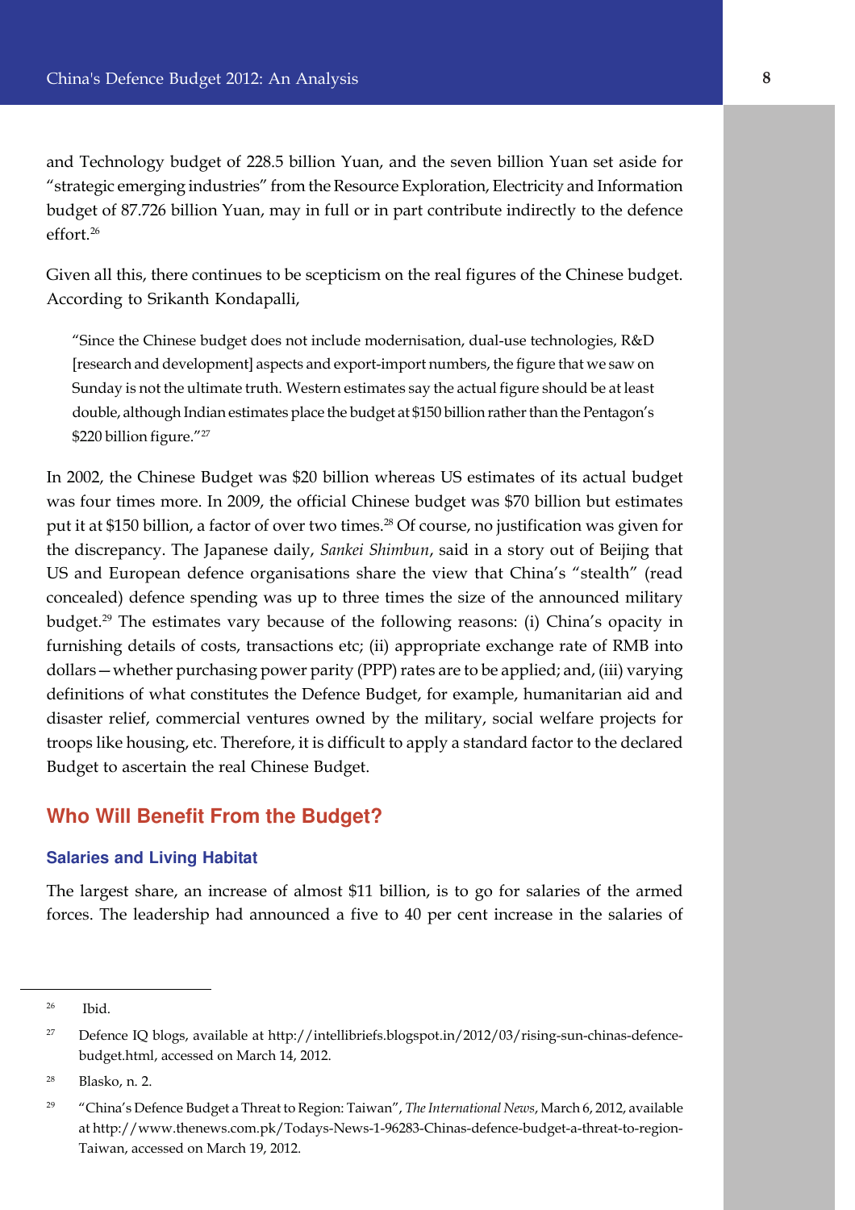and Technology budget of 228.5 billion Yuan, and the seven billion Yuan set aside for "strategic emerging industries" from the Resource Exploration, Electricity and Information budget of 87.726 billion Yuan, may in full or in part contribute indirectly to the defence effort.[26]

Given all this, there continues to be scepticism on the real figures of the Chinese budget. According to Srikanth Kondapalli,

> "Since the Chinese budget does not include modernisation, dual-use technologies, R&D [research and development] aspects and export-import numbers, the figure that we saw on Sunday is not the ultimate truth. Western estimates say the actual figure should be at least double, although Indian estimates place the budget at $150 billion rather than the Pentagon's $220 billion figure."[27]

In 2002, the Chinese Budget was $20 billion whereas US estimates of its actual budget was four times more. In 2009, the official Chinese budget was $70 billion but estimates put it at $150 billion, a factor of over two times.[28] Of course, no justification was given for the discrepancy. The Japanese daily, *Sankei Shimbun*, said in a story out of Beijing that US and European defence organisations share the view that China's "stealth" (read concealed) defence spending was up to three times the size of the announced military budget.[29] The estimates vary because of the following reasons: (i) China's opacity in furnishing details of costs, transactions etc; (ii) appropriate exchange rate of RMB into dollars—whether purchasing power parity (PPP) rates are to be applied; and, (iii) varying definitions of what constitutes the Defence Budget, for example, humanitarian aid and disaster relief, commercial ventures owned by the military, social welfare projects for troops like housing, etc. Therefore, it is difficult to apply a standard factor to the declared Budget to ascertain the real Chinese Budget.

## Who Will Benefit From the Budget?

### Salaries and Living Habitat

The largest share, an increase of almost $11 billion, is to go for salaries of the armed forces. The leadership had announced a five to 40 per cent increase in the salaries of

---

[26] Ibid.

[27] Defence IQ blogs, available at http://intellibriefs.blogspot.in/2012/03/rising-sun-chinas-defence-budget.html, accessed on March 14, 2012.

[28] Blasko, n. 2.

[29] "China's Defence Budget a Threat to Region: Taiwan", *The International News*, March 6, 2012, available at http://www.thenews.com.pk/Todays-News-1-96283-Chinas-defence-budget-a-threat-to-region-Taiwan, accessed on March 19, 2012.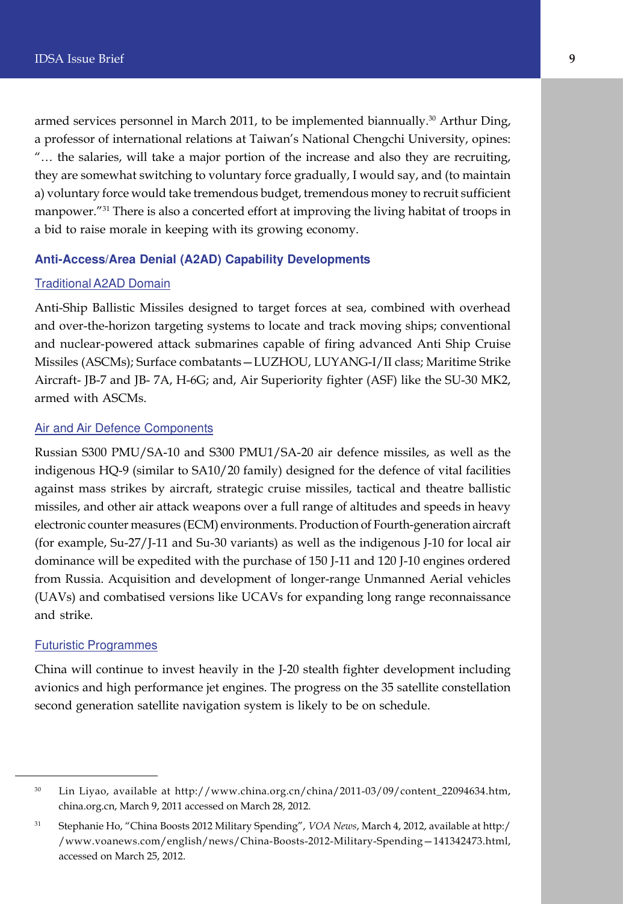armed services personnel in March 2011, to be implemented biannually.[30] Arthur Ding, a professor of international relations at Taiwan's National Chengchi University, opines: "… the salaries, will take a major portion of the increase and also they are recruiting, they are somewhat switching to voluntary force gradually, I would say, and (to maintain a) voluntary force would take tremendous budget, tremendous money to recruit sufficient manpower."[31] There is also a concerted effort at improving the living habitat of troops in a bid to raise morale in keeping with its growing economy.

## Anti-Access/Area Denial (A2AD) Capability Developments

### Traditional A2AD Domain

Anti-Ship Ballistic Missiles designed to target forces at sea, combined with overhead and over-the-horizon targeting systems to locate and track moving ships; conventional and nuclear-powered attack submarines capable of firing advanced Anti Ship Cruise Missiles (ASCMs); Surface combatants—LUZHOU, LUYANG-I/II class; Maritime Strike Aircraft- JB-7 and JB- 7A, H-6G; and, Air Superiority fighter (ASF) like the SU-30 MK2, armed with ASCMs.

### Air and Air Defence Components

Russian S300 PMU/SA-10 and S300 PMU1/SA-20 air defence missiles, as well as the indigenous HQ-9 (similar to SA10/20 family) designed for the defence of vital facilities against mass strikes by aircraft, strategic cruise missiles, tactical and theatre ballistic missiles, and other air attack weapons over a full range of altitudes and speeds in heavy electronic counter measures (ECM) environments. Production of Fourth-generation aircraft (for example, Su-27/J-11 and Su-30 variants) as well as the indigenous J-10 for local air dominance will be expedited with the purchase of 150 J-11 and 120 J-10 engines ordered from Russia. Acquisition and development of longer-range Unmanned Aerial vehicles (UAVs) and combatised versions like UCAVs for expanding long range reconnaissance and strike.

### Futuristic Programmes

China will continue to invest heavily in the J-20 stealth fighter development including avionics and high performance jet engines. The progress on the 35 satellite constellation second generation satellite navigation system is likely to be on schedule.

---

[30] Lin Liyao, available at http://www.china.org.cn/china/2011-03/09/content_22094634.htm, china.org.cn, March 9, 2011 accessed on March 28, 2012.

[31] Stephanie Ho, "China Boosts 2012 Military Spending", *VOA News*, March 4, 2012, available at http://www.voanews.com/english/news/China-Boosts-2012-Military-Spending—141342473.html, accessed on March 25, 2012.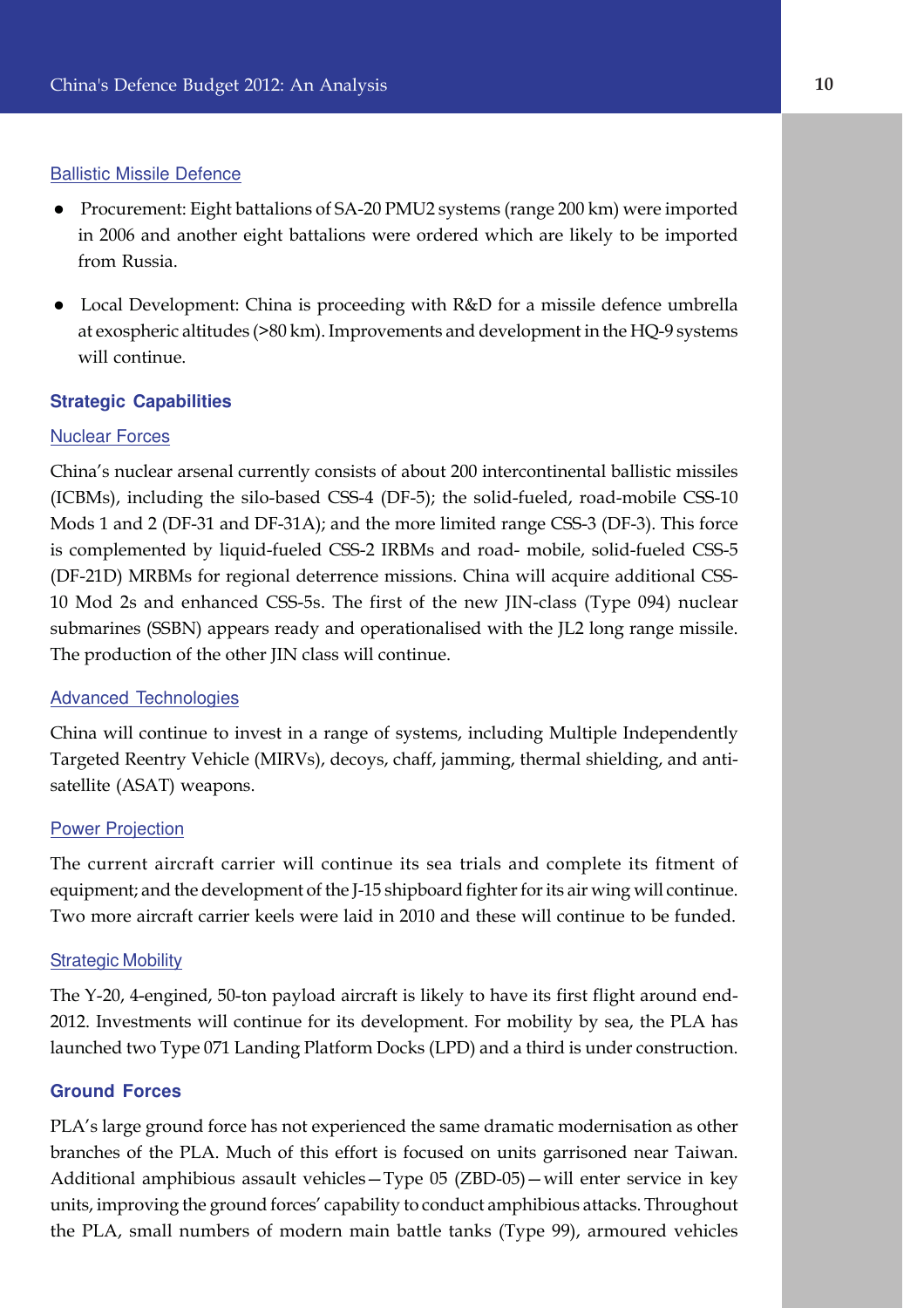### Ballistic Missile Defence

- Procurement: Eight battalions of SA-20 PMU2 systems (range 200 km) were imported in 2006 and another eight battalions were ordered which are likely to be imported from Russia.

- Local Development: China is proceeding with R&D for a missile defence umbrella at exospheric altitudes (>80 km). Improvements and development in the HQ-9 systems will continue.

## Strategic Capabilities

### Nuclear Forces

China's nuclear arsenal currently consists of about 200 intercontinental ballistic missiles (ICBMs), including the silo-based CSS-4 (DF-5); the solid-fueled, road-mobile CSS-10 Mods 1 and 2 (DF-31 and DF-31A); and the more limited range CSS-3 (DF-3). This force is complemented by liquid-fueled CSS-2 IRBMs and road- mobile, solid-fueled CSS-5 (DF-21D) MRBMs for regional deterrence missions. China will acquire additional CSS-10 Mod 2s and enhanced CSS-5s. The first of the new JIN-class (Type 094) nuclear submarines (SSBN) appears ready and operationalised with the JL2 long range missile. The production of the other JIN class will continue.

### Advanced Technologies

China will continue to invest in a range of systems, including Multiple Independently Targeted Reentry Vehicle (MIRVs), decoys, chaff, jamming, thermal shielding, and anti-satellite (ASAT) weapons.

### Power Projection

The current aircraft carrier will continue its sea trials and complete its fitment of equipment; and the development of the J-15 shipboard fighter for its air wing will continue. Two more aircraft carrier keels were laid in 2010 and these will continue to be funded.

### Strategic Mobility

The Y-20, 4-engined, 50-ton payload aircraft is likely to have its first flight around end-2012. Investments will continue for its development. For mobility by sea, the PLA has launched two Type 071 Landing Platform Docks (LPD) and a third is under construction.

## Ground Forces

PLA's large ground force has not experienced the same dramatic modernisation as other branches of the PLA. Much of this effort is focused on units garrisoned near Taiwan. Additional amphibious assault vehicles—Type 05 (ZBD-05)—will enter service in key units, improving the ground forces' capability to conduct amphibious attacks. Throughout the PLA, small numbers of modern main battle tanks (Type 99), armoured vehicles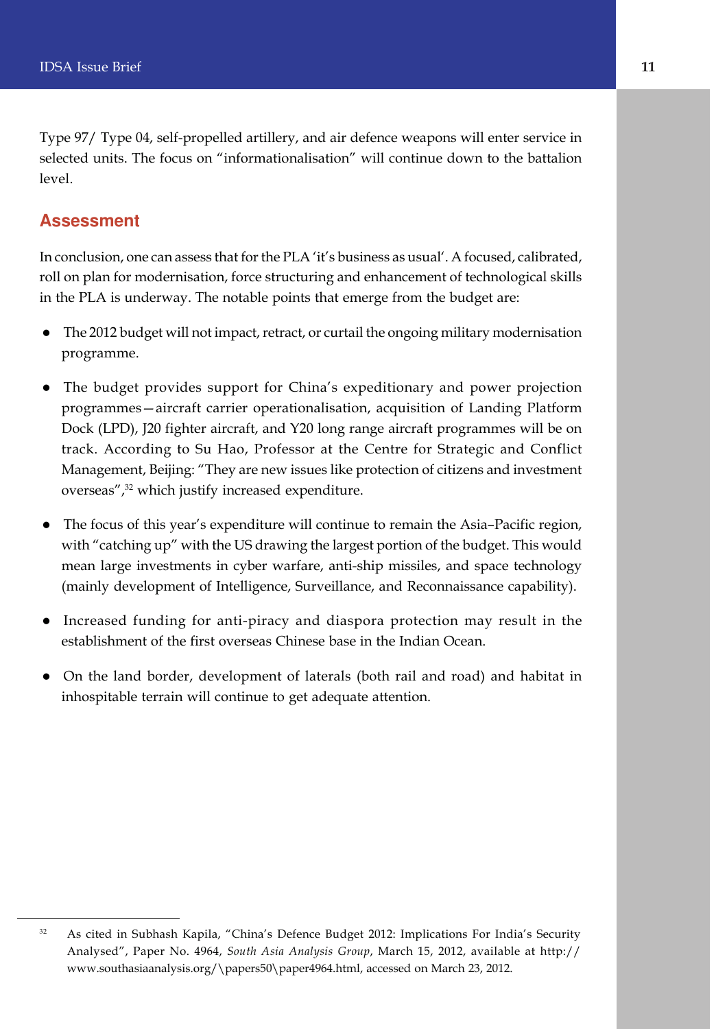Type 97/ Type 04, self-propelled artillery, and air defence weapons will enter service in selected units. The focus on "informationalisation" will continue down to the battalion level.

## Assessment

In conclusion, one can assess that for the PLA 'it's business as usual'. A focused, calibrated, roll on plan for modernisation, force structuring and enhancement of technological skills in the PLA is underway. The notable points that emerge from the budget are:

- The 2012 budget will not impact, retract, or curtail the ongoing military modernisation programme.
- The budget provides support for China's expeditionary and power projection programmes—aircraft carrier operationalisation, acquisition of Landing Platform Dock (LPD), J20 fighter aircraft, and Y20 long range aircraft programmes will be on track. According to Su Hao, Professor at the Centre for Strategic and Conflict Management, Beijing: "They are new issues like protection of citizens and investment overseas",[32] which justify increased expenditure.
- The focus of this year's expenditure will continue to remain the Asia–Pacific region, with "catching up" with the US drawing the largest portion of the budget. This would mean large investments in cyber warfare, anti-ship missiles, and space technology (mainly development of Intelligence, Surveillance, and Reconnaissance capability).
- Increased funding for anti-piracy and diaspora protection may result in the establishment of the first overseas Chinese base in the Indian Ocean.
- On the land border, development of laterals (both rail and road) and habitat in inhospitable terrain will continue to get adequate attention.

---

[32] As cited in Subhash Kapila, "China's Defence Budget 2012: Implications For India's Security Analysed", Paper No. 4964, *South Asia Analysis Group*, March 15, 2012, available at http://www.southasiaanalysis.org/\papers50\paper4964.html, accessed on March 23, 2012.